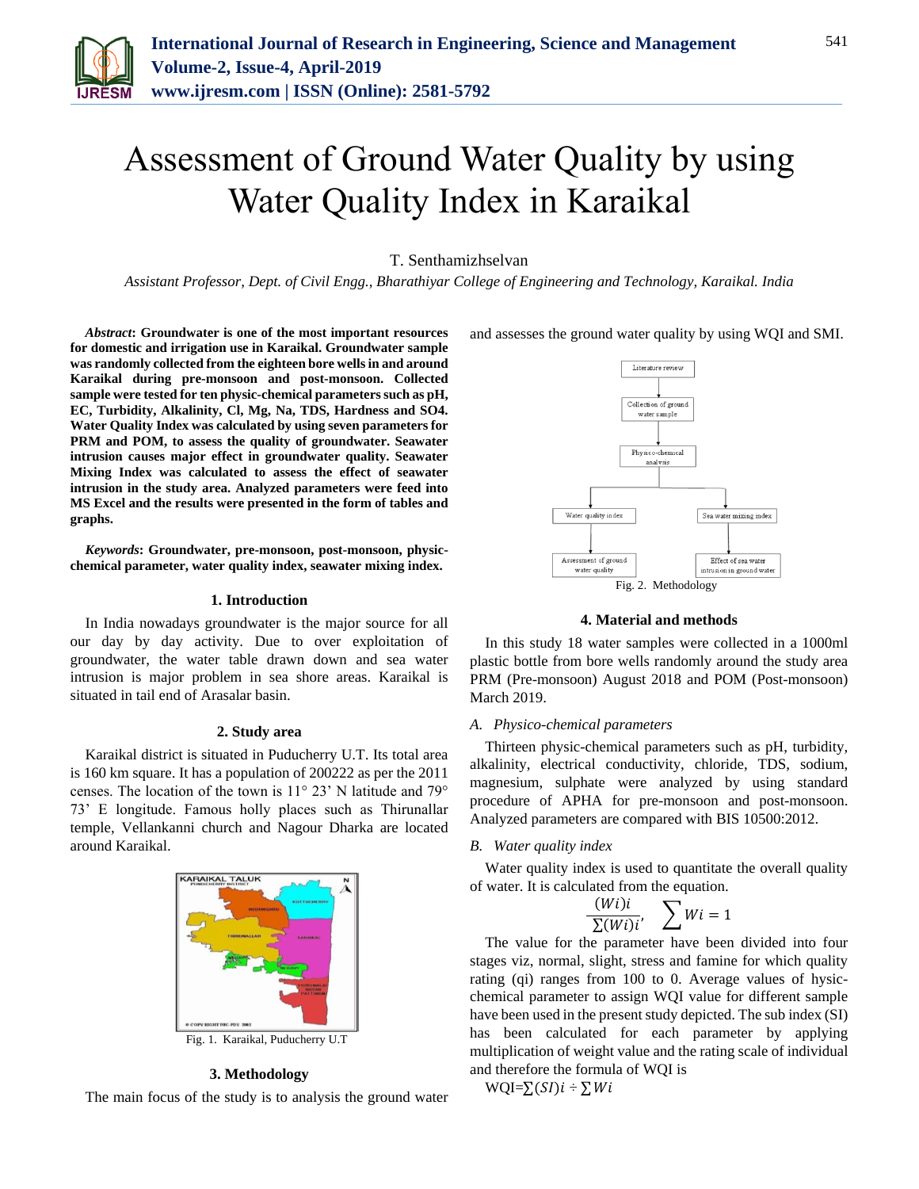# Assessment of Ground Water Quality by using Water Quality Index in Karaikal

T. Senthamizhselvan

*Assistant Professor, Dept. of Civil Engg., Bharathiyar College of Engineering and Technology, Karaikal. India*

***Abstract*: Groundwater is one of the most important resources for domestic and irrigation use in Karaikal. Groundwater sample was randomly collected from the eighteen bore wells in and around Karaikal during pre-monsoon and post-monsoon. Collected sample were tested for ten physic-chemical parameters such as pH, EC, Turbidity, Alkalinity, Cl, Mg, Na, TDS, Hardness and SO4. Water Quality Index was calculated by using seven parameters for PRM and POM, to assess the quality of groundwater. Seawater intrusion causes major effect in groundwater quality. Seawater Mixing Index was calculated to assess the effect of seawater intrusion in the study area. Analyzed parameters were feed into MS Excel and the results were presented in the form of tables and graphs.**

***Keywords*: Groundwater, pre-monsoon, post-monsoon, physic-chemical parameter, water quality index, seawater mixing index.**

## 1. Introduction

In India nowadays groundwater is the major source for all our day by day activity. Due to over exploitation of groundwater, the water table drawn down and sea water intrusion is major problem in sea shore areas. Karaikal is situated in tail end of Arasalar basin.

## 2. Study area

Karaikal district is situated in Puducherry U.T. Its total area is 160 km square. It has a population of 200222 as per the 2011 censes. The location of the town is 11° 23' N latitude and 79° 73' E longitude. Famous holly places such as Thirunallar temple, Vellankanni church and Nagour Dharka are located around Karaikal.

Fig. 1. Karaikal, Puducherry U.T

## 3. Methodology

The main focus of the study is to analysis the ground water and assesses the ground water quality by using WQI and SMI.

Fig. 2. Methodology

## 4. Material and methods

In this study 18 water samples were collected in a 1000ml plastic bottle from bore wells randomly around the study area PRM (Pre-monsoon) August 2018 and POM (Post-monsoon) March 2019.

### *A. Physico-chemical parameters*

Thirteen physic-chemical parameters such as pH, turbidity, alkalinity, electrical conductivity, chloride, TDS, sodium, magnesium, sulphate were analyzed by using standard procedure of APHA for pre-monsoon and post-monsoon. Analyzed parameters are compared with BIS 10500:2012.

### *B. Water quality index*

Water quality index is used to quantitate the overall quality of water. It is calculated from the equation.

$$\frac{(Wi)i}{\sum(Wi)i}, \quad \sum Wi = 1$$

The value for the parameter have been divided into four stages viz, normal, slight, stress and famine for which quality rating (qi) ranges from 100 to 0. Average values of hysic-chemical parameter to assign WQI value for different sample have been used in the present study depicted. The sub index (SI) has been calculated for each parameter by applying multiplication of weight value and the rating scale of individual and therefore the formula of WQI is

$$\text{WQI}=\sum(SI)i \div \sum Wi$$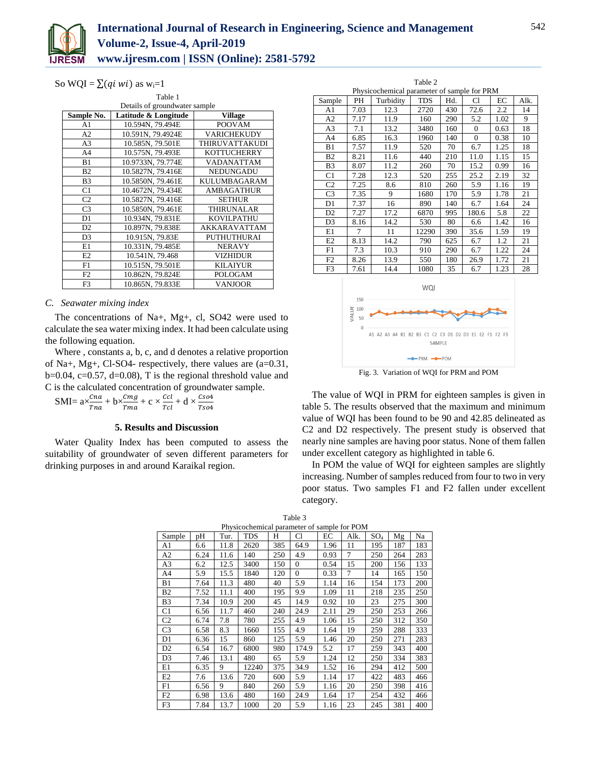So WQI = $\sum(qi\ wi)$ as $w_i$=1

Table 1
Details of groundwater sample

| Sample No. | Latitude & Longitude | Village |
|---|---|---|
| A1 | 10.594N, 79.494E | POOVAM |
| A2 | 10.591N, 79.4924E | VARICHEKUDY |
| A3 | 10.585N, 79.501E | THIRUVATTAKUDI |
| A4 | 10.575N, 79.493E | KOTTUCHERRY |
| B1 | 10.9733N, 79.774E | VADANATTAM |
| B2 | 10.5827N, 79.416E | NEDUNGADU |
| B3 | 10.5850N, 79.461E | KULUMBAGARAM |
| C1 | 10.4672N, 79.434E | AMBAGATHUR |
| C2 | 10.5827N, 79.416E | SETHUR |
| C3 | 10.5850N, 79.461E | THIRUNALAR |
| D1 | 10.934N, 79.831E | KOVILPATHU |
| D2 | 10.897N, 79.838E | AKKARAVATTAM |
| D3 | 10.915N, 79.83E | PUTHUTHURAI |
| E1 | 10.331N, 79.485E | NERAVY |
| E2 | 10.541N, 79.468 | VIZHIDUR |
| F1 | 10.515N, 79.501E | KILAIYUR |
| F2 | 10.862N, 79.824E | POLOGAM |
| F3 | 10.865N, 79.833E | VANJOOR |

### C. Seawater mixing index

The concentrations of Na+, Mg+, cl, SO42 were used to calculate the sea water mixing index. It had been calculate using the following equation.

Where , constants a, b, c, and d denotes a relative proportion of Na+, Mg+, Cl-SO4- respectively, there values are (a=0.31, b=0.04, c=0.57, d=0.08), T is the regional threshold value and C is the calculated concentration of groundwater sample.

$$SMI = a\times\frac{Cna}{Tna} + b\times\frac{Cmg}{Tma} + c\times\frac{Ccl}{Tcl} + d\times\frac{Cso4}{Tso4}$$

## 5. Results and Discussion

Water Quality Index has been computed to assess the suitability of groundwater of seven different parameters for drinking purposes in and around Karaikal region.

Table 2
Physicochemical parameter of sample for PRM

| Sample | PH | Turbidity | TDS | Hd. | Cl | EC | Alk. |
|---|---|---|---|---|---|---|---|
| A1 | 7.03 | 12.3 | 2720 | 430 | 72.6 | 2.2 | 14 |
| A2 | 7.17 | 11.9 | 160 | 290 | 5.2 | 1.02 | 9 |
| A3 | 7.1 | 13.2 | 3480 | 160 | 0 | 0.63 | 18 |
| A4 | 6.85 | 16.3 | 1960 | 140 | 0 | 0.38 | 10 |
| B1 | 7.57 | 11.9 | 520 | 70 | 6.7 | 1.25 | 18 |
| B2 | 8.21 | 11.6 | 440 | 210 | 11.0 | 1.15 | 15 |
| B3 | 8.07 | 11.2 | 260 | 70 | 15.2 | 0.99 | 16 |
| C1 | 7.28 | 12.3 | 520 | 255 | 25.2 | 2.19 | 32 |
| C2 | 7.25 | 8.6 | 810 | 260 | 5.9 | 1.16 | 19 |
| C3 | 7.35 | 9 | 1680 | 170 | 5.9 | 1.78 | 21 |
| D1 | 7.37 | 16 | 890 | 140 | 6.7 | 1.64 | 24 |
| D2 | 7.27 | 17.2 | 6870 | 995 | 180.6 | 5.8 | 22 |
| D3 | 8.16 | 14.2 | 530 | 80 | 6.6 | 1.42 | 16 |
| E1 | 7 | 11 | 12290 | 390 | 35.6 | 1.59 | 19 |
| E2 | 8.13 | 14.2 | 790 | 625 | 6.7 | 1.2 | 21 |
| F1 | 7.3 | 10.3 | 910 | 290 | 6.7 | 1.22 | 24 |
| F2 | 8.26 | 13.9 | 550 | 180 | 26.9 | 1.72 | 21 |
| F3 | 7.61 | 14.4 | 1080 | 35 | 6.7 | 1.23 | 28 |

Fig. 3. Variation of WQI for PRM and POM

The value of WQI in PRM for eighteen samples is given in table 5. The results observed that the maximum and minimum value of WQI has been found to be 90 and 42.85 delineated as C2 and D2 respectively. The present study is observed that nearly nine samples are having poor status. None of them fallen under excellent category as highlighted in table 6.

In POM the value of WQI for eighteen samples are slightly increasing. Number of samples reduced from four to two in very poor status. Two samples F1 and F2 fallen under excellent category.

Table 3
Physicochemical parameter of sample for POM

| Sample | pH | Tur. | TDS | H | Cl | EC | Alk. | $SO_4$ | Mg | Na |
|---|---|---|---|---|---|---|---|---|---|---|
| A1 | 6.6 | 11.8 | 2620 | 385 | 64.9 | 1.96 | 11 | 195 | 187 | 183 |
| A2 | 6.24 | 11.6 | 140 | 250 | 4.9 | 0.93 | 7 | 250 | 264 | 283 |
| A3 | 6.2 | 12.5 | 3400 | 150 | 0 | 0.54 | 15 | 200 | 156 | 133 |
| A4 | 5.9 | 15.5 | 1840 | 120 | 0 | 0.33 | 7 | 14 | 165 | 150 |
| B1 | 7.64 | 11.3 | 480 | 40 | 5.9 | 1.14 | 16 | 154 | 173 | 200 |
| B2 | 7.52 | 11.1 | 400 | 195 | 9.9 | 1.09 | 11 | 218 | 235 | 250 |
| B3 | 7.34 | 10.9 | 200 | 45 | 14.9 | 0.92 | 10 | 23 | 275 | 300 |
| C1 | 6.56 | 11.7 | 460 | 240 | 24.9 | 2.11 | 29 | 250 | 253 | 266 |
| C2 | 6.74 | 7.8 | 780 | 255 | 4.9 | 1.06 | 15 | 250 | 312 | 350 |
| C3 | 6.58 | 8.3 | 1660 | 155 | 4.9 | 1.64 | 19 | 259 | 288 | 333 |
| D1 | 6.36 | 15 | 860 | 125 | 5.9 | 1.46 | 20 | 250 | 271 | 283 |
| D2 | 6.54 | 16.7 | 6800 | 980 | 174.9 | 5.2 | 17 | 259 | 343 | 400 |
| D3 | 7.46 | 13.1 | 480 | 65 | 5.9 | 1.24 | 12 | 250 | 334 | 383 |
| E1 | 6.35 | 9 | 12240 | 375 | 34.9 | 1.52 | 16 | 294 | 412 | 500 |
| E2 | 7.6 | 13.6 | 720 | 600 | 5.9 | 1.14 | 17 | 422 | 483 | 466 |
| F1 | 6.56 | 9 | 840 | 260 | 5.9 | 1.16 | 20 | 250 | 398 | 416 |
| F2 | 6.98 | 13.6 | 480 | 160 | 24.9 | 1.64 | 17 | 254 | 432 | 466 |
| F3 | 7.84 | 13.7 | 1000 | 20 | 5.9 | 1.16 | 23 | 245 | 381 | 400 |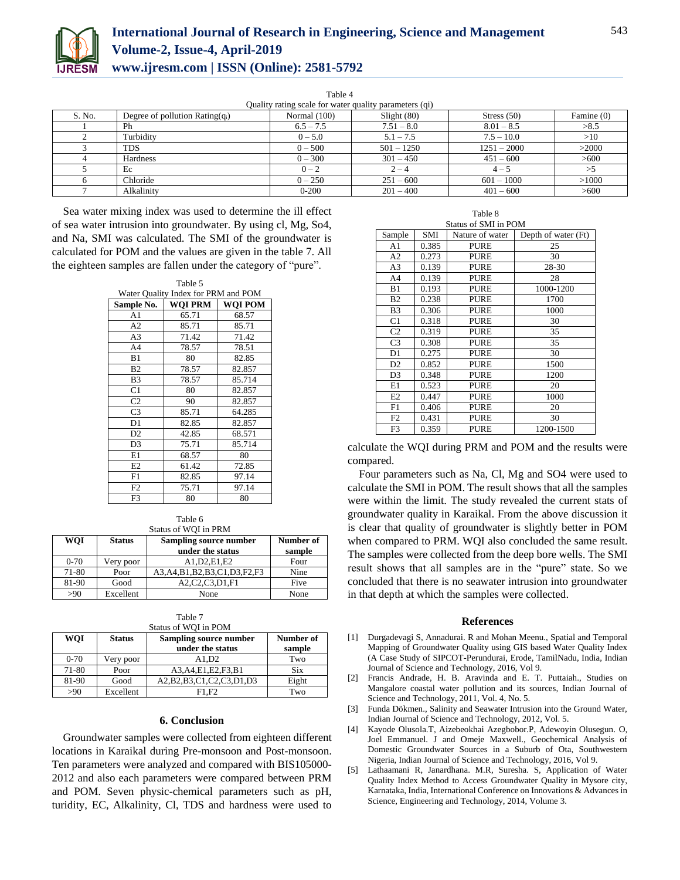Table 4
Quality rating scale for water quality parameters (qi)

| S. No. | Degree of pollution Rating($q_i$) | Normal (100) | Slight (80) | Stress (50) | Famine (0) |
|---|---|---|---|---|---|
| 1 | Ph | 6.5 – 7.5 | 7.51 – 8.0 | 8.01 – 8.5 | >8.5 |
| 2 | Turbidity | 0 – 5.0 | 5.1 – 7.5 | 7.5 – 10.0 | >10 |
| 3 | TDS | 0 – 500 | 501 – 1250 | 1251 – 2000 | >2000 |
| 4 | Hardness | 0 – 300 | 301 – 450 | 451 – 600 | >600 |
| 5 | Ec | 0 – 2 | 2 – 4 | 4 – 5 | >5 |
| 6 | Chloride | 0 – 250 | 251 – 600 | 601 – 1000 | >1000 |
| 7 | Alkalinity | 0-200 | 201 – 400 | 401 – 600 | >600 |

Sea water mixing index was used to determine the ill effect of sea water intrusion into groundwater. By using cl, Mg, So4, and Na, SMI was calculated. The SMI of the groundwater is calculated for POM and the values are given in the table 7. All the eighteen samples are fallen under the category of "pure".

Table 5
Water Quality Index for PRM and POM

| Sample No. | WQI PRM | WQI POM |
|---|---|---|
| A1 | 65.71 | 68.57 |
| A2 | 85.71 | 85.71 |
| A3 | 71.42 | 71.42 |
| A4 | 78.57 | 78.51 |
| B1 | 80 | 82.85 |
| B2 | 78.57 | 82.857 |
| B3 | 78.57 | 85.714 |
| C1 | 80 | 82.857 |
| C2 | 90 | 82.857 |
| C3 | 85.71 | 64.285 |
| D1 | 82.85 | 82.857 |
| D2 | 42.85 | 68.571 |
| D3 | 75.71 | 85.714 |
| E1 | 68.57 | 80 |
| E2 | 61.42 | 72.85 |
| F1 | 82.85 | 97.14 |
| F2 | 75.71 | 97.14 |
| F3 | 80 | 80 |

Table 6
Status of WQI in PRM

| WQI | Status | Sampling source number under the status | Number of sample |
|---|---|---|---|
| 0-70 | Very poor | A1,D2,E1,E2 | Four |
| 71-80 | Poor | A3,A4,B1,B2,B3,C1,D3,F2,F3 | Nine |
| 81-90 | Good | A2,C2,C3,D1,F1 | Five |
| >90 | Excellent | None | None |

Table 7
Status of WQI in POM

| WQI | Status | Sampling source number under the status | Number of sample |
|---|---|---|---|
| 0-70 | Very poor | A1,D2 | Two |
| 71-80 | Poor | A3,A4,E1,E2,F3,B1 | Six |
| 81-90 | Good | A2,B2,B3,C1,C2,C3,D1,D3 | Eight |
| >90 | Excellent | F1,F2 | Two |

## 6. Conclusion

Groundwater samples were collected from eighteen different locations in Karaikal during Pre-monsoon and Post-monsoon. Ten parameters were analyzed and compared with BIS105000-2012 and also each parameters were compared between PRM and POM. Seven physic-chemical parameters such as pH, turidity, EC, Alkalinity, Cl, TDS and hardness were used to calculate the WQI during PRM and POM and the results were compared.

Table 8
Status of SMI in POM

| Sample | SMI | Nature of water | Depth of water (Ft) |
|---|---|---|---|
| A1 | 0.385 | PURE | 25 |
| A2 | 0.273 | PURE | 30 |
| A3 | 0.139 | PURE | 28-30 |
| A4 | 0.139 | PURE | 28 |
| B1 | 0.193 | PURE | 1000-1200 |
| B2 | 0.238 | PURE | 1700 |
| B3 | 0.306 | PURE | 1000 |
| C1 | 0.318 | PURE | 30 |
| C2 | 0.319 | PURE | 35 |
| C3 | 0.308 | PURE | 35 |
| D1 | 0.275 | PURE | 30 |
| D2 | 0.852 | PURE | 1500 |
| D3 | 0.348 | PURE | 1200 |
| E1 | 0.523 | PURE | 20 |
| E2 | 0.447 | PURE | 1000 |
| F1 | 0.406 | PURE | 20 |
| F2 | 0.431 | PURE | 30 |
| F3 | 0.359 | PURE | 1200-1500 |

Four parameters such as Na, Cl, Mg and SO4 were used to calculate the SMI in POM. The result shows that all the samples were within the limit. The study revealed the current stats of groundwater quality in Karaikal. From the above discussion it is clear that quality of groundwater is slightly better in POM when compared to PRM. WQI also concluded the same result. The samples were collected from the deep bore wells. The SMI result shows that all samples are in the "pure" state. So we concluded that there is no seawater intrusion into groundwater in that depth at which the samples were collected.

## References

[1] Durgadevagi S, Annadurai. R and Mohan Meenu., Spatial and Temporal Mapping of Groundwater Quality using GIS based Water Quality Index (A Case Study of SIPCOT-Perundurai, Erode, TamilNadu, India, Indian Journal of Science and Technology, 2016, Vol 9.

[2] Francis Andrade, H. B. Aravinda and E. T. Puttaiah., Studies on Mangalore coastal water pollution and its sources, Indian Journal of Science and Technology, 2011, Vol. 4, No. 5.

[3] Funda Dökmen., Salinity and Seawater Intrusion into the Ground Water, Indian Journal of Science and Technology, 2012, Vol. 5.

[4] Kayode Olusola.T, Aizebeokhai Azegbobor.P, Adewoyin Olusegun. O, Joel Emmanuel. J and Omeje Maxwell., Geochemical Analysis of Domestic Groundwater Sources in a Suburb of Ota, Southwestern Nigeria, Indian Journal of Science and Technology, 2016, Vol 9.

[5] Lathaamani R, Janardhana. M.R, Suresha. S, Application of Water Quality Index Method to Access Groundwater Quality in Mysore city, Karnataka, India, International Conference on Innovations & Advances in Science, Engineering and Technology, 2014, Volume 3.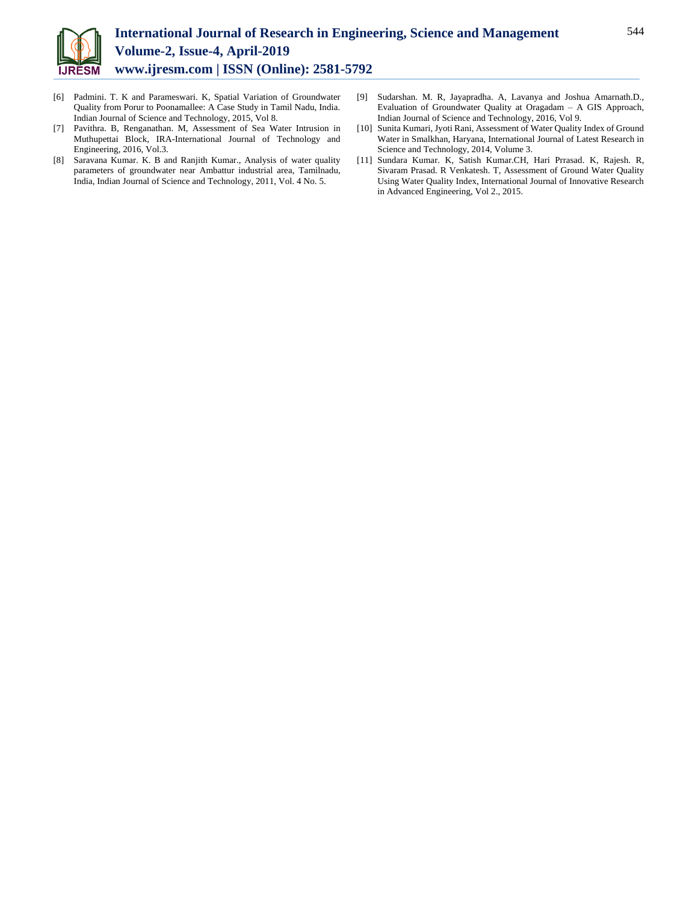[6] Padmini. T. K and Parameswari. K, Spatial Variation of Groundwater Quality from Porur to Poonamallee: A Case Study in Tamil Nadu, India. Indian Journal of Science and Technology, 2015, Vol 8.

[7] Pavithra. B, Renganathan. M, Assessment of Sea Water Intrusion in Muthupettai Block, IRA-International Journal of Technology and Engineering, 2016, Vol.3.

[8] Saravana Kumar. K. B and Ranjith Kumar., Analysis of water quality parameters of groundwater near Ambattur industrial area, Tamilnadu, India, Indian Journal of Science and Technology, 2011, Vol. 4 No. 5.

[9] Sudarshan. M. R, Jayapradha. A, Lavanya and Joshua Amarnath.D., Evaluation of Groundwater Quality at Oragadam – A GIS Approach, Indian Journal of Science and Technology, 2016, Vol 9.

[10] Sunita Kumari, Jyoti Rani, Assessment of Water Quality Index of Ground Water in Smalkhan, Haryana, International Journal of Latest Research in Science and Technology, 2014, Volume 3.

[11] Sundara Kumar. K, Satish Kumar.CH, Hari Prrasad. K, Rajesh. R, Sivaram Prasad. R Venkatesh. T, Assessment of Ground Water Quality Using Water Quality Index, International Journal of Innovative Research in Advanced Engineering, Vol 2., 2015.